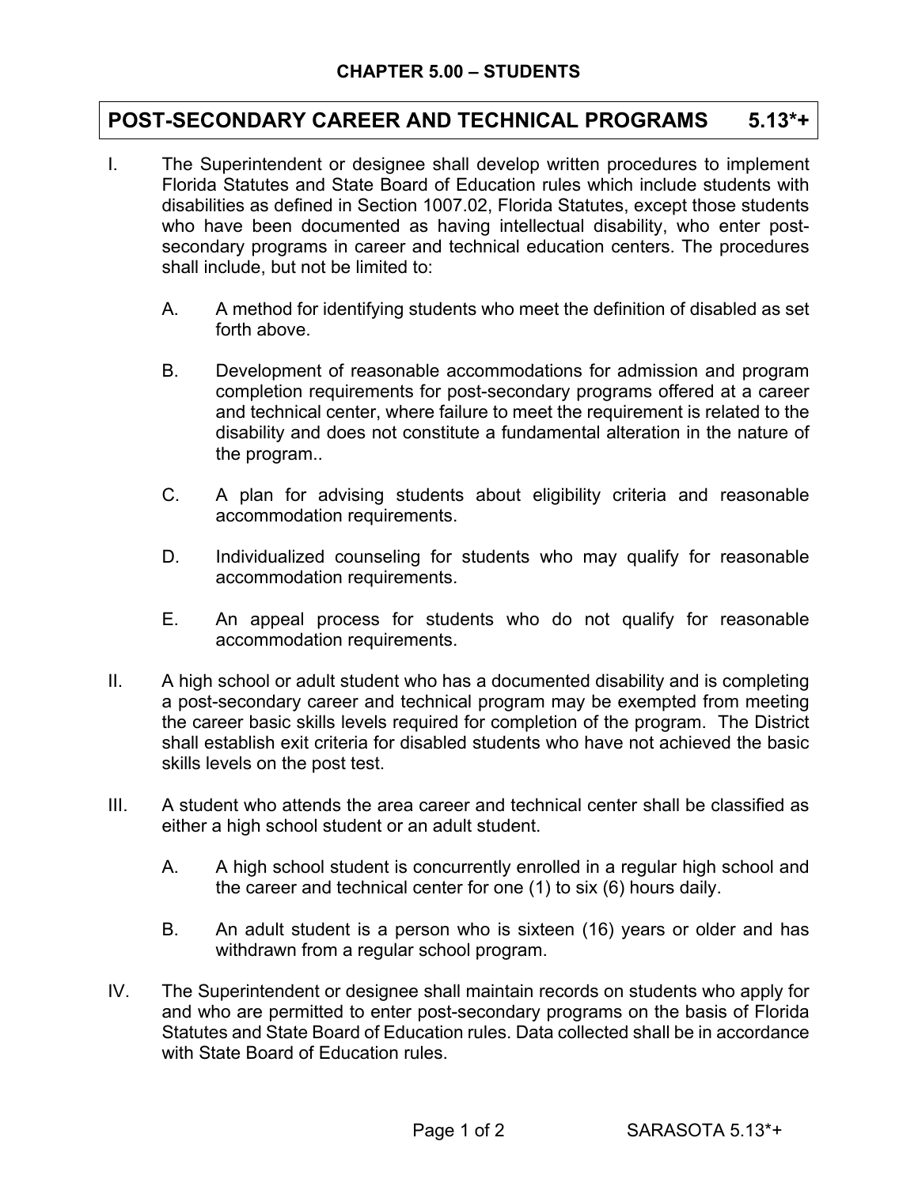## CHAPTER 5.00 – STUDENTS

# POST-SECONDARY CAREER AND TECHNICAL PROGRAMS 5.13*+

I. The Superintendent or designee shall develop written procedures to implement Florida Statutes and State Board of Education rules which include students with disabilities as defined in Section 1007.02, Florida Statutes, except those students who have been documented as having intellectual disability, who enter post-secondary programs in career and technical education centers. The procedures shall include, but not be limited to:

   A. A method for identifying students who meet the definition of disabled as set forth above.

   B. Development of reasonable accommodations for admission and program completion requirements for post-secondary programs offered at a career and technical center, where failure to meet the requirement is related to the disability and does not constitute a fundamental alteration in the nature of the program..

   C. A plan for advising students about eligibility criteria and reasonable accommodation requirements.

   D. Individualized counseling for students who may qualify for reasonable accommodation requirements.

   E. An appeal process for students who do not qualify for reasonable accommodation requirements.

II. A high school or adult student who has a documented disability and is completing a post-secondary career and technical program may be exempted from meeting the career basic skills levels required for completion of the program. The District shall establish exit criteria for disabled students who have not achieved the basic skills levels on the post test.

III. A student who attends the area career and technical center shall be classified as either a high school student or an adult student.

   A. A high school student is concurrently enrolled in a regular high school and the career and technical center for one (1) to six (6) hours daily.

   B. An adult student is a person who is sixteen (16) years or older and has withdrawn from a regular school program.

IV. The Superintendent or designee shall maintain records on students who apply for and who are permitted to enter post-secondary programs on the basis of Florida Statutes and State Board of Education rules. Data collected shall be in accordance with State Board of Education rules.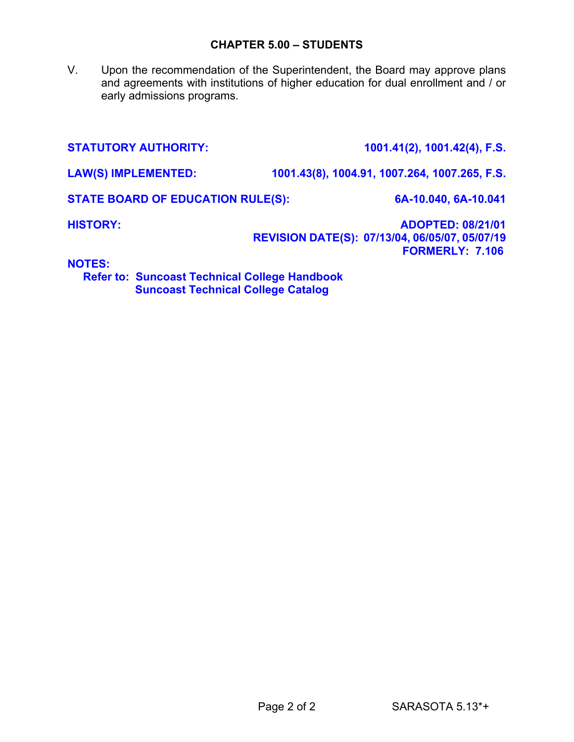V. Upon the recommendation of the Superintendent, the Board may approve plans and agreements with institutions of higher education for dual enrollment and / or early admissions programs.

**STATUTORY AUTHORITY:** **1001.41(2), 1001.42(4), F.S.**

**LAW(S) IMPLEMENTED:** **1001.43(8), 1004.91, 1007.264, 1007.265, F.S.**

**STATE BOARD OF EDUCATION RULE(S):** **6A-10.040, 6A-10.041**

**HISTORY:** **ADOPTED: 08/21/01**
**REVISION DATE(S): 07/13/04, 06/05/07, 05/07/19**
**FORMERLY: 7.106**

**NOTES:**
**Refer to: Suncoast Technical College Handbook**
**Suncoast Technical College Catalog**